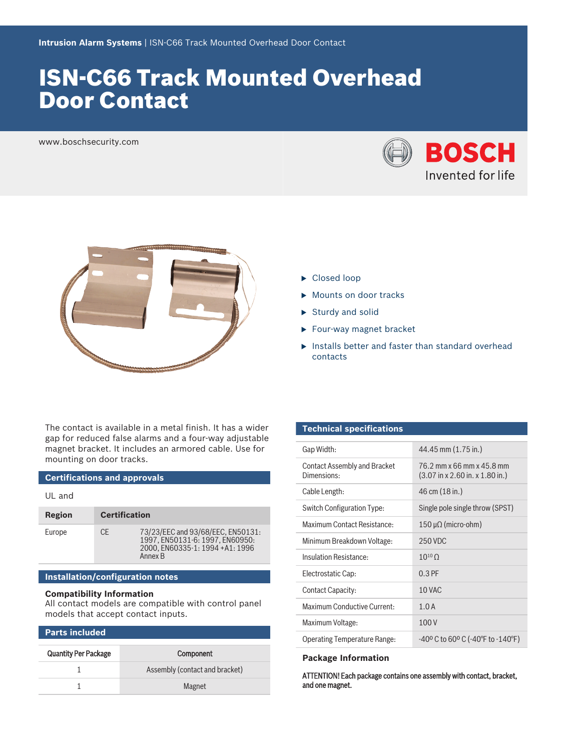Intrusion Alarm Systems | ISN-C66 Track Mounted Overhead Door Contact

# ISN-C66 Track Mounted Overhead Door Contact

www.boschsecurity.com

BOSCH
Invented for life

- Closed loop
- Mounts on door tracks
- Sturdy and solid
- Four-way magnet bracket
- Installs better and faster than standard overhead contacts

The contact is available in a metal finish. It has a wider gap for reduced false alarms and a four-way adjustable magnet bracket. It includes an armored cable. Use for mounting on door tracks.

## Certifications and approvals

UL and

| Region | Certification | |
|---|---|---|
| Europe | CE | 73/23/EEC and 93/68/EEC, EN50131: 1997, EN50131-6: 1997, EN60950: 2000, EN60335-1: 1994 +A1: 1996 Annex B |

## Installation/configuration notes

### Compatibility Information

All contact models are compatible with control panel models that accept contact inputs.

## Parts included

| Quantity Per Package | Component |
|---|---|
| 1 | Assembly (contact and bracket) |
| 1 | Magnet |

## Technical specifications

| | |
|---|---|
| Gap Width: | 44.45 mm (1.75 in.) |
| Contact Assembly and Bracket Dimensions: | 76.2 mm x 66 mm x 45.8 mm (3.07 in x 2.60 in. x 1.80 in.) |
| Cable Length: | 46 cm (18 in.) |
| Switch Configuration Type: | Single pole single throw (SPST) |
| Maximum Contact Resistance: | 150 µΩ (micro-ohm) |
| Minimum Breakdown Voltage: | 250 VDC |
| Insulation Resistance: | $10^{10}$ Ω |
| Electrostatic Cap: | 0.3 PF |
| Contact Capacity: | 10 VAC |
| Maximum Conductive Current: | 1.0 A |
| Maximum Voltage: | 100 V |
| Operating Temperature Range: | -40º C to 60º C (-40ºF to -140ºF) |

### Package Information

**ATTENTION! Each package contains one assembly with contact, bracket, and one magnet.**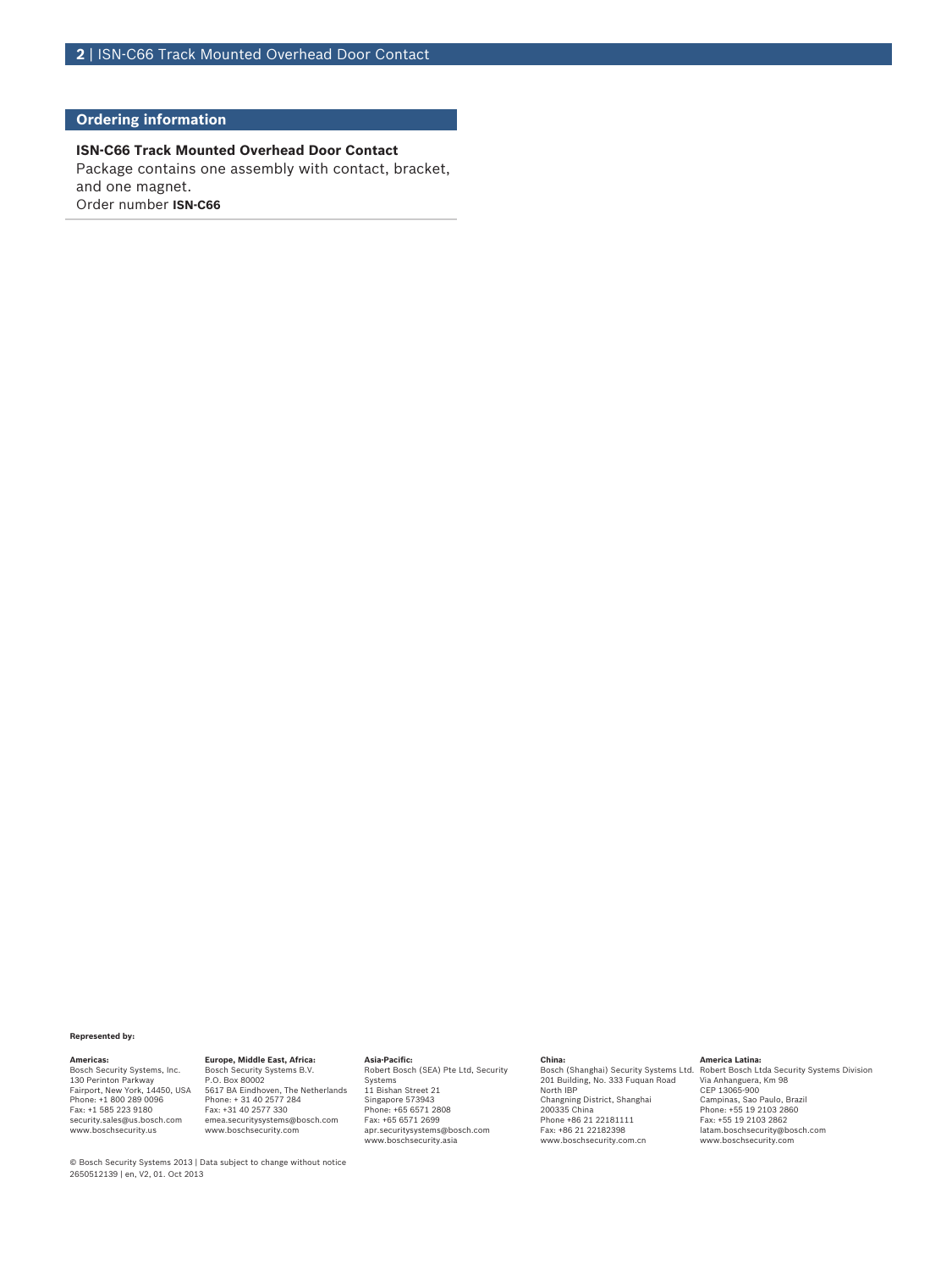## Ordering information

**ISN-C66 Track Mounted Overhead Door Contact**
Package contains one assembly with contact, bracket, and one magnet.
Order number **ISN-C66**

**Represented by:**

**Americas:**
Bosch Security Systems, Inc.
130 Perinton Parkway
Fairport, New York, 14450, USA
Phone: +1 800 289 0096
Fax: +1 585 223 9180
security.sales@us.bosch.com
www.boschsecurity.us

**Europe, Middle East, Africa:**
Bosch Security Systems B.V.
P.O. Box 80002
5617 BA Eindhoven, The Netherlands
Phone: + 31 40 2577 284
Fax: +31 40 2577 330
emea.securitysystems@bosch.com
www.boschsecurity.com

**Asia-Pacific:**
Robert Bosch (SEA) Pte Ltd, Security Systems
11 Bishan Street 21
Singapore 573943
Phone: +65 6571 2808
Fax: +65 6571 2699
apr.securitysystems@bosch.com
www.boschsecurity.asia

**China:**
Bosch (Shanghai) Security Systems Ltd.
201 Building, No. 333 Fuquan Road
North IBP
Changning District, Shanghai
200335 China
Phone +86 21 22181111
Fax: +86 21 22182398
www.boschsecurity.com.cn

**America Latina:**
Robert Bosch Ltda Security Systems Division
Via Anhanguera, Km 98
CEP 13065-900
Campinas, Sao Paulo, Brazil
Phone: +55 19 2103 2860
Fax: +55 19 2103 2862
latam.boschsecurity@bosch.com
www.boschsecurity.com

© Bosch Security Systems 2013 | Data subject to change without notice
2650512139 | en, V2, 01. Oct 2013